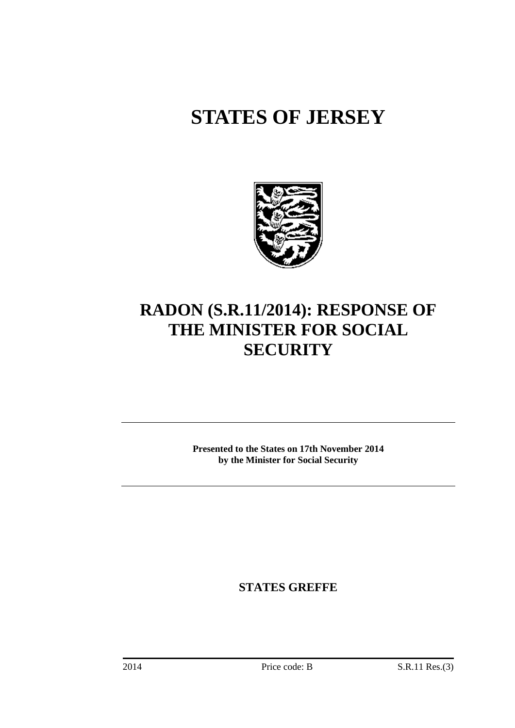# STATES OF JERSEY

# RADON (S.R.11/2014): RESPONSE OF THE MINISTER FOR SOCIAL SECURITY

---

**Presented to the States on 17th November 2014**
**by the Minister for Social Security**

---

**STATES GREFFE**

2014 Price code: B S.R.11 Res.(3)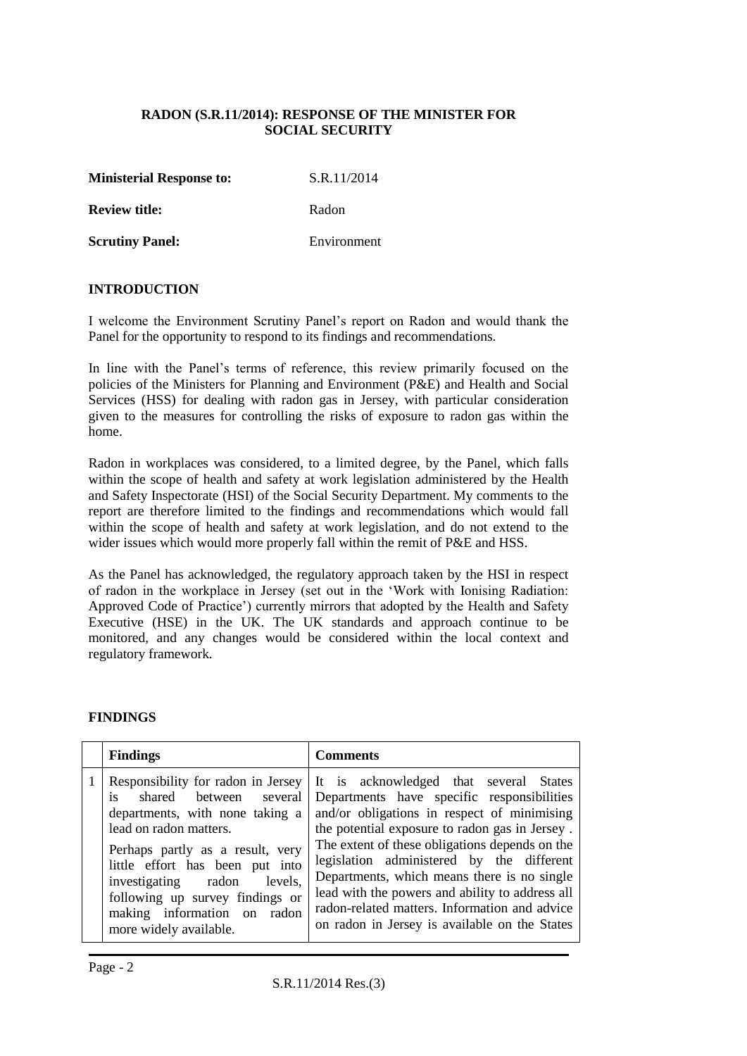**RADON (S.R.11/2014): RESPONSE OF THE MINISTER FOR SOCIAL SECURITY**

**Ministerial Response to:** S.R.11/2014

**Review title:** Radon

**Scrutiny Panel:** Environment

## INTRODUCTION

I welcome the Environment Scrutiny Panel's report on Radon and would thank the Panel for the opportunity to respond to its findings and recommendations.

In line with the Panel's terms of reference, this review primarily focused on the policies of the Ministers for Planning and Environment (P&E) and Health and Social Services (HSS) for dealing with radon gas in Jersey, with particular consideration given to the measures for controlling the risks of exposure to radon gas within the home.

Radon in workplaces was considered, to a limited degree, by the Panel, which falls within the scope of health and safety at work legislation administered by the Health and Safety Inspectorate (HSI) of the Social Security Department. My comments to the report are therefore limited to the findings and recommendations which would fall within the scope of health and safety at work legislation, and do not extend to the wider issues which would more properly fall within the remit of P&E and HSS.

As the Panel has acknowledged, the regulatory approach taken by the HSI in respect of radon in the workplace in Jersey (set out in the 'Work with Ionising Radiation: Approved Code of Practice') currently mirrors that adopted by the Health and Safety Executive (HSE) in the UK. The UK standards and approach continue to be monitored, and any changes would be considered within the local context and regulatory framework.

## FINDINGS

| | Findings | Comments |
|---|---|---|
| 1 | Responsibility for radon in Jersey is shared between several departments, with none taking a lead on radon matters.<br><br>Perhaps partly as a result, very little effort has been put into investigating radon levels, following up survey findings or making information on radon more widely available. | It is acknowledged that several States Departments have specific responsibilities and/or obligations in respect of minimising the potential exposure to radon gas in Jersey . The extent of these obligations depends on the legislation administered by the different Departments, which means there is no single lead with the powers and ability to address all radon-related matters. Information and advice on radon in Jersey is available on the States |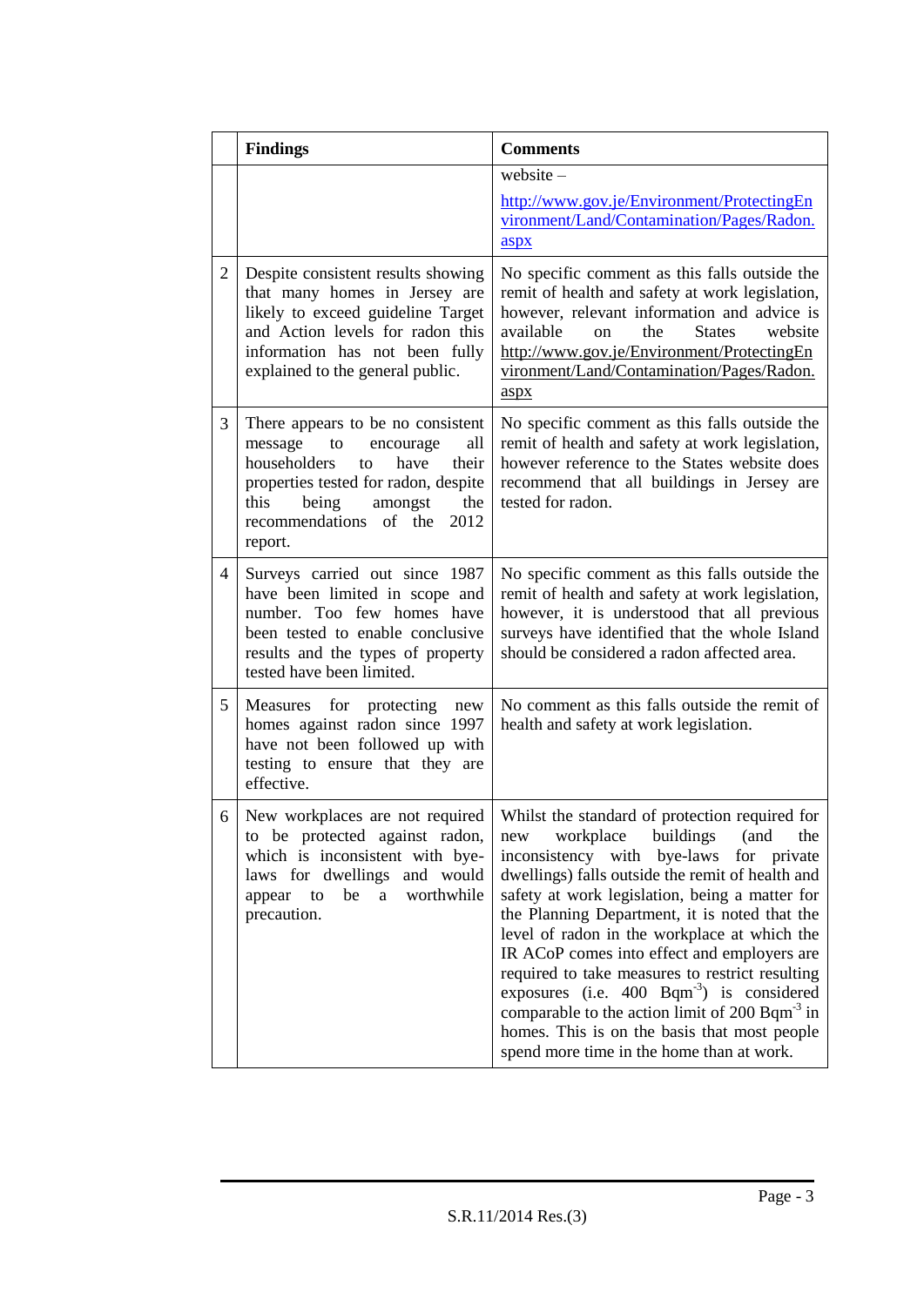| | Findings | Comments |
|---|---|---|
| | | website – [http://www.gov.je/Environment/ProtectingEnvironment/Land/Contamination/Pages/Radon.aspx](http://www.gov.je/Environment/ProtectingEnvironment/Land/Contamination/Pages/Radon.aspx) |
| 2 | Despite consistent results showing that many homes in Jersey are likely to exceed guideline Target and Action levels for radon this information has not been fully explained to the general public. | No specific comment as this falls outside the remit of health and safety at work legislation, however, relevant information and advice is available on the States website [http://www.gov.je/Environment/ProtectingEnvironment/Land/Contamination/Pages/Radon.aspx](http://www.gov.je/Environment/ProtectingEnvironment/Land/Contamination/Pages/Radon.aspx) |
| 3 | There appears to be no consistent message to encourage all householders to have their properties tested for radon, despite this being amongst the recommendations of the 2012 report. | No specific comment as this falls outside the remit of health and safety at work legislation, however reference to the States website does recommend that all buildings in Jersey are tested for radon. |
| 4 | Surveys carried out since 1987 have been limited in scope and number. Too few homes have been tested to enable conclusive results and the types of property tested have been limited. | No specific comment as this falls outside the remit of health and safety at work legislation, however, it is understood that all previous surveys have identified that the whole Island should be considered a radon affected area. |
| 5 | Measures for protecting new homes against radon since 1997 have not been followed up with testing to ensure that they are effective. | No comment as this falls outside the remit of health and safety at work legislation. |
| 6 | New workplaces are not required to be protected against radon, which is inconsistent with bye-laws for dwellings and would appear to be a worthwhile precaution. | Whilst the standard of protection required for new workplace buildings (and the inconsistency with bye-laws for private dwellings) falls outside the remit of health and safety at work legislation, being a matter for the Planning Department, it is noted that the level of radon in the workplace at which the IR ACoP comes into effect and employers are required to take measures to restrict resulting exposures (i.e. 400 $Bqm^{-3}$) is considered comparable to the action limit of 200 $Bqm^{-3}$ in homes. This is on the basis that most people spend more time in the home than at work. |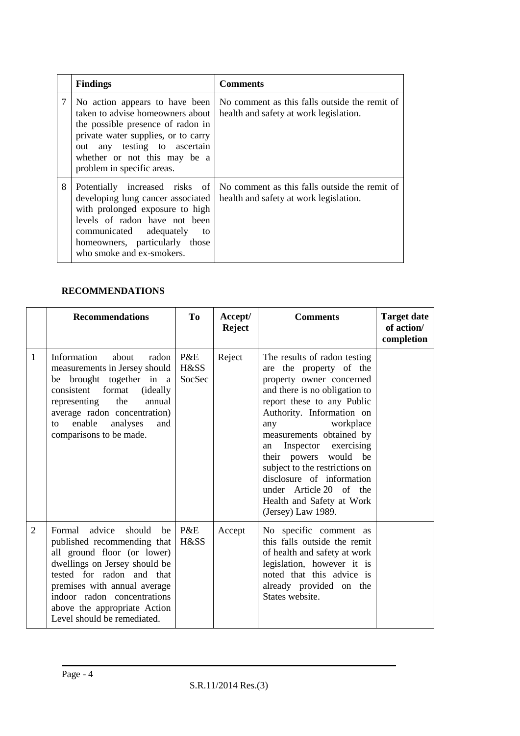|   | **Findings** | **Comments** |
|---|---|---|
| 7 | No action appears to have been taken to advise homeowners about the possible presence of radon in private water supplies, or to carry out any testing to ascertain whether or not this may be a problem in specific areas. | No comment as this falls outside the remit of health and safety at work legislation. |
| 8 | Potentially increased risks of developing lung cancer associated with prolonged exposure to high levels of radon have not been communicated adequately to homeowners, particularly those who smoke and ex-smokers. | No comment as this falls outside the remit of health and safety at work legislation. |

**RECOMMENDATIONS**

|   | **Recommendations** | **To** | **Accept/ Reject** | **Comments** | **Target date of action/ completion** |
|---|---|---|---|---|---|
| 1 | Information about radon measurements in Jersey should be brought together in a consistent format (ideally representing the annual average radon concentration) to enable analyses and comparisons to be made. | P&E H&SS SocSec | Reject | The results of radon testing are the property of the property owner concerned and there is no obligation to report these to any Public Authority. Information on any workplace measurements obtained by an Inspector exercising their powers would be subject to the restrictions on disclosure of information under Article 20 of the Health and Safety at Work (Jersey) Law 1989. | |
| 2 | Formal advice should be published recommending that all ground floor (or lower) dwellings on Jersey should be tested for radon and that premises with annual average indoor radon concentrations above the appropriate Action Level should be remediated. | P&E H&SS | Accept | No specific comment as this falls outside the remit of health and safety at work legislation, however it is noted that this advice is already provided on the States website. | |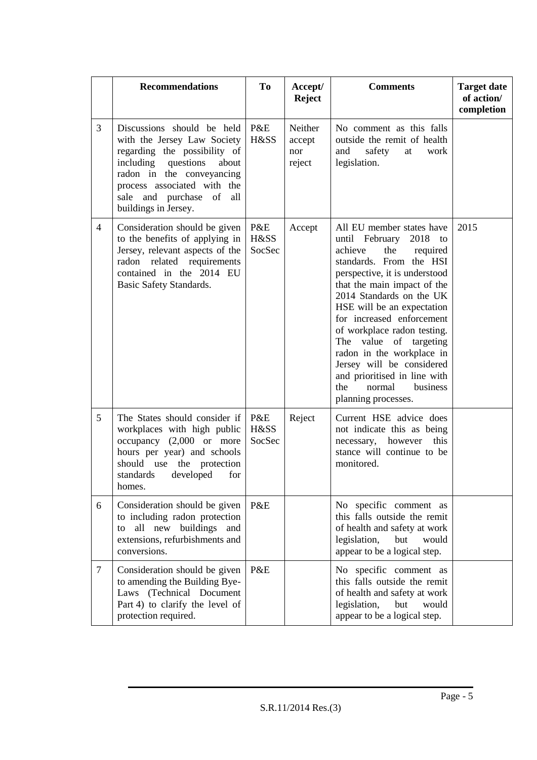|  | Recommendations | To | Accept/ Reject | Comments | Target date of action/ completion |
|---|---|---|---|---|---|
| 3 | Discussions should be held with the Jersey Law Society regarding the possibility of including questions about radon in the conveyancing process associated with the sale and purchase of all buildings in Jersey. | P&E H&SS | Neither accept nor reject | No comment as this falls outside the remit of health and safety at work legislation. |  |
| 4 | Consideration should be given to the benefits of applying in Jersey, relevant aspects of the radon related requirements contained in the 2014 EU Basic Safety Standards. | P&E H&SS SocSec | Accept | All EU member states have until February 2018 to achieve the required standards. From the HSI perspective, it is understood that the main impact of the 2014 Standards on the UK HSE will be an expectation for increased enforcement of workplace radon testing. The value of targeting radon in the workplace in Jersey will be considered and prioritised in line with the normal business planning processes. | 2015 |
| 5 | The States should consider if workplaces with high public occupancy (2,000 or more hours per year) and schools should use the protection standards developed for homes. | P&E H&SS SocSec | Reject | Current HSE advice does not indicate this as being necessary, however this stance will continue to be monitored. |  |
| 6 | Consideration should be given to including radon protection to all new buildings and extensions, refurbishments and conversions. | P&E |  | No specific comment as this falls outside the remit of health and safety at work legislation, but would appear to be a logical step. |  |
| 7 | Consideration should be given to amending the Building Bye-Laws (Technical Document Part 4) to clarify the level of protection required. | P&E |  | No specific comment as this falls outside the remit of health and safety at work legislation, but would appear to be a logical step. |  |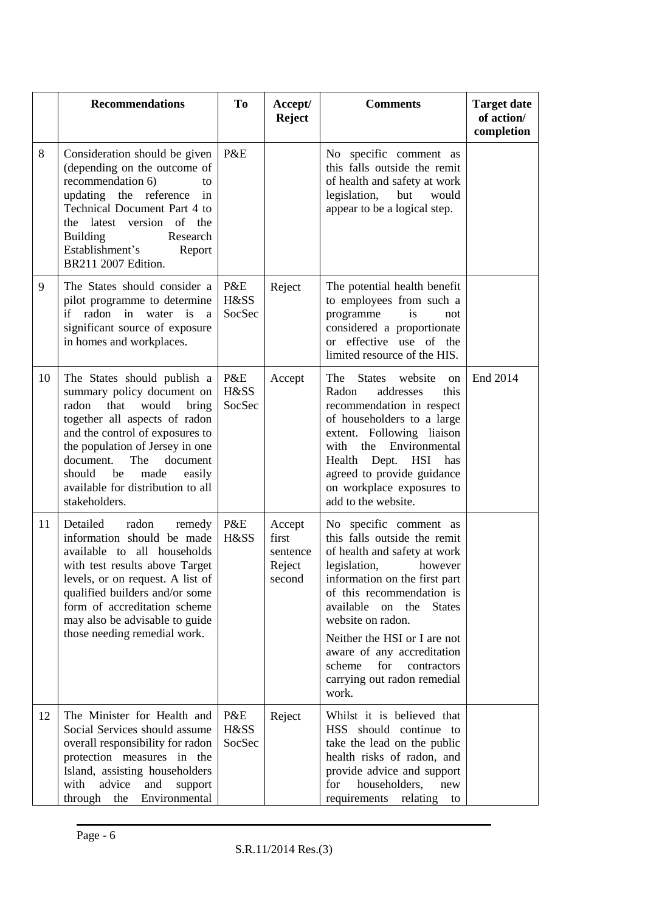| | Recommendations | To | Accept/ Reject | Comments | Target date of action/ completion |
|---|---|---|---|---|---|
| 8 | Consideration should be given (depending on the outcome of recommendation 6) to updating the reference in Technical Document Part 4 to the latest version of the Building Research Establishment's Report BR211 2007 Edition. | P&E | | No specific comment as this falls outside the remit of health and safety at work legislation, but would appear to be a logical step. | |
| 9 | The States should consider a pilot programme to determine if radon in water is a significant source of exposure in homes and workplaces. | P&E H&SS SocSec | Reject | The potential health benefit to employees from such a programme is not considered a proportionate or effective use of the limited resource of the HIS. | |
| 10 | The States should publish a summary policy document on radon that would bring together all aspects of radon and the control of exposures to the population of Jersey in one document. The document should be made easily available for distribution to all stakeholders. | P&E H&SS SocSec | Accept | The States website on Radon addresses this recommendation in respect of householders to a large extent. Following liaison with the Environmental Health Dept. HSI has agreed to provide guidance on workplace exposures to add to the website. | End 2014 |
| 11 | Detailed radon remedy information should be made available to all households with test results above Target levels, or on request. A list of qualified builders and/or some form of accreditation scheme may also be advisable to guide those needing remedial work. | P&E H&SS | Accept first sentence Reject second | No specific comment as this falls outside the remit of health and safety at work legislation, however information on the first part of this recommendation is available on the States website on radon.<br><br>Neither the HSI or I are not aware of any accreditation scheme for contractors carrying out radon remedial work. | |
| 12 | The Minister for Health and Social Services should assume overall responsibility for radon protection measures in the Island, assisting householders with advice and support through the Environmental | P&E H&SS SocSec | Reject | Whilst it is believed that HSS should continue to take the lead on the public health risks of radon, and provide advice and support for householders, new requirements relating to | |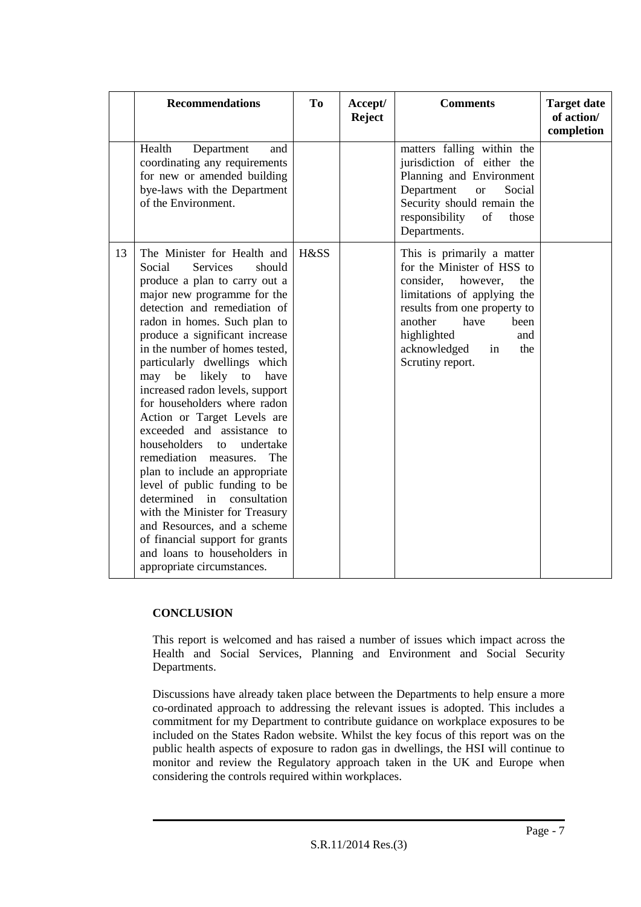| | Recommendations | To | Accept/ Reject | Comments | Target date of action/ completion |
|---|---|---|---|---|---|
| | Health Department and coordinating any requirements for new or amended building bye-laws with the Department of the Environment. | | | matters falling within the jurisdiction of either the Planning and Environment Department or Social Security should remain the responsibility of those Departments. | |
| 13 | The Minister for Health and Social Services should produce a plan to carry out a major new programme for the detection and remediation of radon in homes. Such plan to produce a significant increase in the number of homes tested, particularly dwellings which may be likely to have increased radon levels, support for householders where radon Action or Target Levels are exceeded and assistance to householders to undertake remediation measures. The plan to include an appropriate level of public funding to be determined in consultation with the Minister for Treasury and Resources, and a scheme of financial support for grants and loans to householders in appropriate circumstances. | H&SS | | This is primarily a matter for the Minister of HSS to consider, however, the limitations of applying the results from one property to another have been highlighted and acknowledged in the Scrutiny report. | |

**CONCLUSION**

This report is welcomed and has raised a number of issues which impact across the Health and Social Services, Planning and Environment and Social Security Departments.

Discussions have already taken place between the Departments to help ensure a more co-ordinated approach to addressing the relevant issues is adopted. This includes a commitment for my Department to contribute guidance on workplace exposures to be included on the States Radon website. Whilst the key focus of this report was on the public health aspects of exposure to radon gas in dwellings, the HSI will continue to monitor and review the Regulatory approach taken in the UK and Europe when considering the controls required within workplaces.